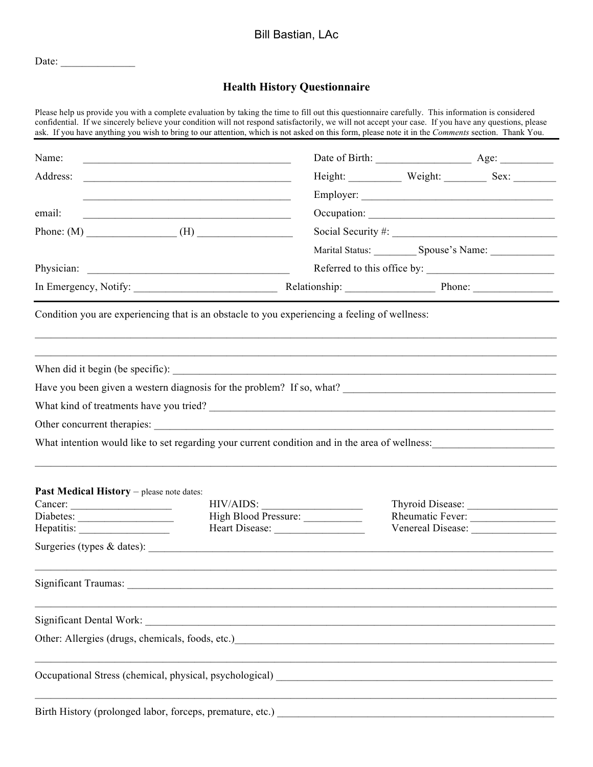Bill Bastian, LAc

Date: ______________

# Health History Questionnaire

Please help us provide you with a complete evaluation by taking the time to fill out this questionnaire carefully. This information is considered confidential. If we sincerely believe your condition will not respond satisfactorily, we will not accept your case. If you have any questions, please ask. If you have anything you wish to bring to our attention, which is not asked on this form, please note it in the *Comments* section. Thank You.

---

Name: ________________________________________

Address: ________________________________________

________________________________________

email: ________________________________________

Phone: (M) _________________ (H) __________________

Physician: ________________________________________

Date of Birth: __________________ Age: __________

Height: __________ Weight: ________ Sex: ________

Employer: ______________________________________

Occupation: ____________________________________

Social Security #: _________________________________

Marital Status: ________ Spouse's Name: ____________

Referred to this office by: _________________________

In Emergency, Notify: ___________________________ Relationship: _________________ Phone: _______________

---

Condition you are experiencing that is an obstacle to you experiencing a feeling of wellness:

______________________________________________________________________________________

______________________________________________________________________________________

When did it begin (be specific): ______________________________________________________

Have you been given a western diagnosis for the problem? If so, what? ____________________

What kind of treatments have you tried? _______________________________________________

Other concurrent therapies: __________________________________________________________

What intention would like to set regarding your current condition and in the area of wellness:_______________________

______________________________________________________________________________________

**Past Medical History** – please note dates:

Cancer: ___________________

Diabetes: __________________

Hepatitis: _________________

HIV/AIDS: ___________________

High Blood Pressure: ___________

Heart Disease: _________________

Thyroid Disease: _________________

Rheumatic Fever: ________________

Venereal Disease: ________________

Surgeries (types & dates): ___________________________________________________________

______________________________________________________________________________________

Significant Traumas: _________________________________________________________________

______________________________________________________________________________________

Significant Dental Work: _____________________________________________________________

Other: Allergies (drugs, chemicals, foods, etc.)____________________________________________

______________________________________________________________________________________

Occupational Stress (chemical, physical, psychological) ____________________________________

______________________________________________________________________________________

Birth History (prolonged labor, forceps, premature, etc.) ___________________________________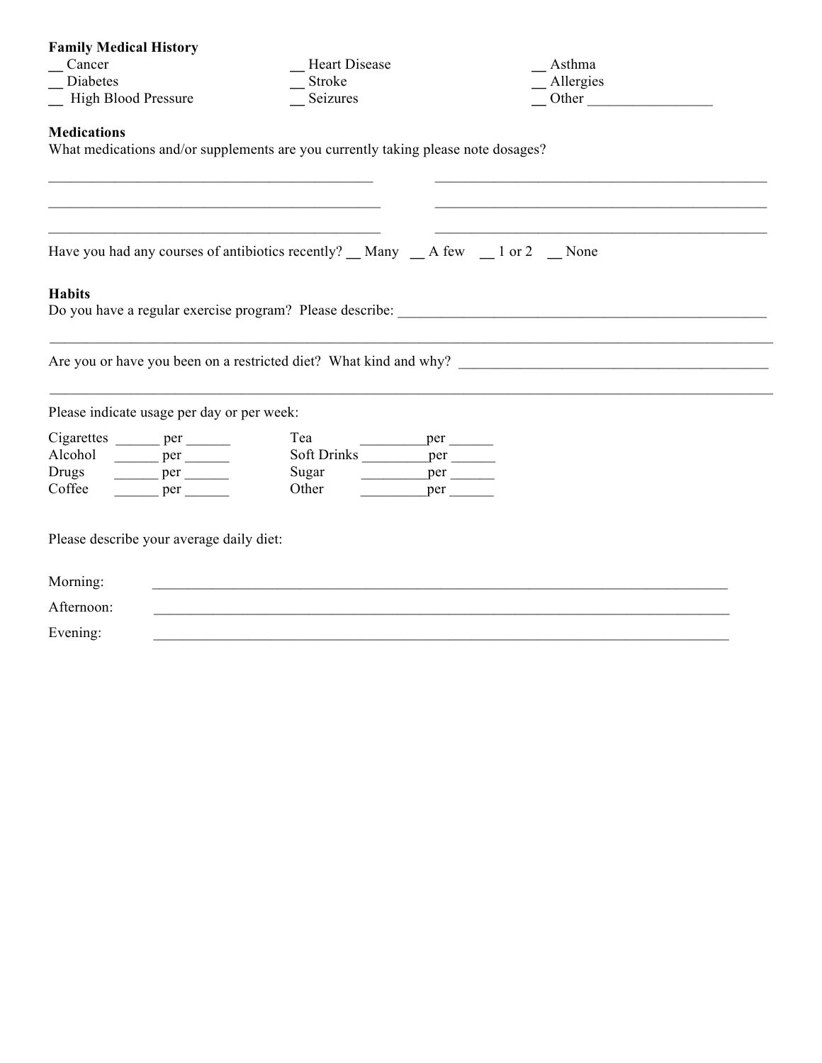**Family Medical History**

| | | |
|---|---|---|
| __ Cancer | __ Heart Disease | __ Asthma |
| __ Diabetes | __ Stroke | __ Allergies |
| __ High Blood Pressure | __ Seizures | __ Other _________________ |

**Medications**

What medications and/or supplements are you currently taking please note dosages?

_____________________________________________ _____________________________________________

_____________________________________________ _____________________________________________

_____________________________________________ _____________________________________________

Have you had any courses of antibiotics recently? __ Many __ A few __ 1 or 2 __ None

**Habits**

Do you have a regular exercise program? Please describe: _____________________________________________

_____________________________________________________________________________________________

Are you or have you been on a restricted diet? What kind and why? ___________________________________

_____________________________________________________________________________________________

Please indicate usage per day or per week:

| | | |
|---|---|---|
| Cigarettes ______ per ______ | | Tea _________per ______ |
| Alcohol ______ per ______ | | Soft Drinks _________per ______ |
| Drugs ______ per ______ | | Sugar _________per ______ |
| Coffee ______ per ______ | | Other _________per ______ |

Please describe your average daily diet:

Morning: _____________________________________________________________________________

Afternoon: _____________________________________________________________________________

Evening: _____________________________________________________________________________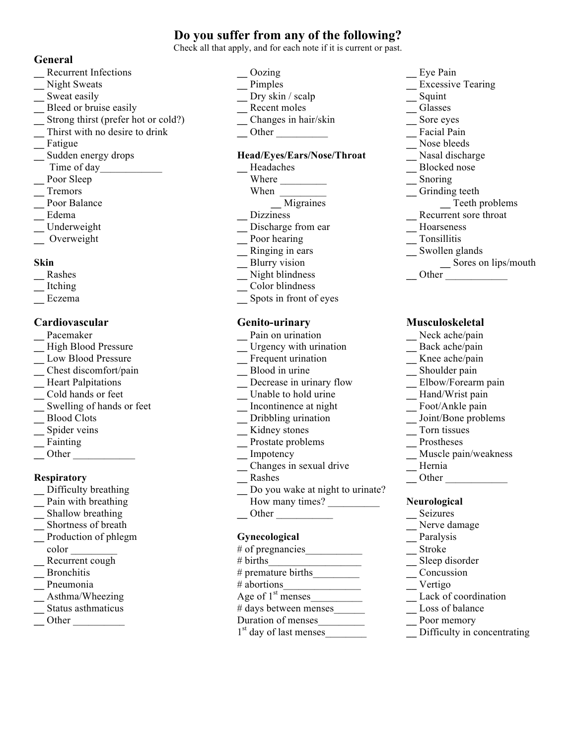# Do you suffer from any of the following?

Check all that apply, and for each note if it is current or past.

## General

__ Recurrent Infections
__ Night Sweats
__ Sweat easily
__ Bleed or bruise easily
__ Strong thirst (prefer hot or cold?)
__ Thirst with no desire to drink
__ Fatigue
__ Sudden energy drops
Time of day____________
__ Poor Sleep
__ Tremors
__ Poor Balance
__ Edema
__ Underweight
__ Overweight

### Skin

__ Rashes
__ Itching
__ Eczema
__ Oozing
__ Pimples
__ Dry skin / scalp
__ Recent moles
__ Changes in hair/skin
__ Other __________

### Head/Eyes/Ears/Nose/Throat

__ Headaches
Where _________
When _________
__ Migraines
__ Dizziness
__ Discharge from ear
__ Poor hearing
__ Ringing in ears
__ Blurry vision
__ Night blindness
__ Color blindness
__ Spots in front of eyes
__ Eye Pain
__ Excessive Tearing
__ Squint
__ Glasses
__ Sore eyes
__ Facial Pain
__ Nose bleeds
__ Nasal discharge
__ Blocked nose
__ Snoring
__ Grinding teeth
__ Teeth problems
__ Recurrent sore throat
__ Hoarseness
__ Tonsillitis
__ Swollen glands
__ Sores on lips/mouth
__ Other ____________

## Cardiovascular

__ Pacemaker
__ High Blood Pressure
__ Low Blood Pressure
__ Chest discomfort/pain
__ Heart Palpitations
__ Cold hands or feet
__ Swelling of hands or feet
__ Blood Clots
__ Spider veins
__ Fainting
__ Other ____________

### Respiratory

__ Difficulty breathing
__ Pain with breathing
__ Shallow breathing
__ Shortness of breath
__ Production of phlegm
color _________
__ Recurrent cough
__ Bronchitis
__ Pneumonia
__ Asthma/Wheezing
__ Status asthmaticus
__ Other __________

## Genito-urinary

__ Pain on urination
__ Urgency with urination
__ Frequent urination
__ Blood in urine
__ Decrease in urinary flow
__ Unable to hold urine
__ Incontinence at night
__ Dribbling urination
__ Kidney stones
__ Prostate problems
__ Impotency
__ Changes in sexual drive
__ Rashes
__ Do you wake at night to urinate?
How many times? __________
__ Other ___________

### Gynecological

\# of pregnancies___________
\# births__________________
\# premature births_________
\# abortions_______________
Age of 1st menses__________
\# days between menses______
Duration of menses_________
1st day of last menses________

## Musculoskeletal

__ Neck ache/pain
__ Back ache/pain
__ Knee ache/pain
__ Shoulder pain
__ Elbow/Forearm pain
__ Hand/Wrist pain
__ Foot/Ankle pain
__ Joint/Bone problems
__ Torn tissues
__ Prostheses
__ Muscle pain/weakness
__ Hernia
__ Other ____________

### Neurological

__ Seizures
__ Nerve damage
__ Paralysis
__ Stroke
__ Sleep disorder
__ Concussion
__ Vertigo
__ Lack of coordination
__ Loss of balance
__ Poor memory
__ Difficulty in concentrating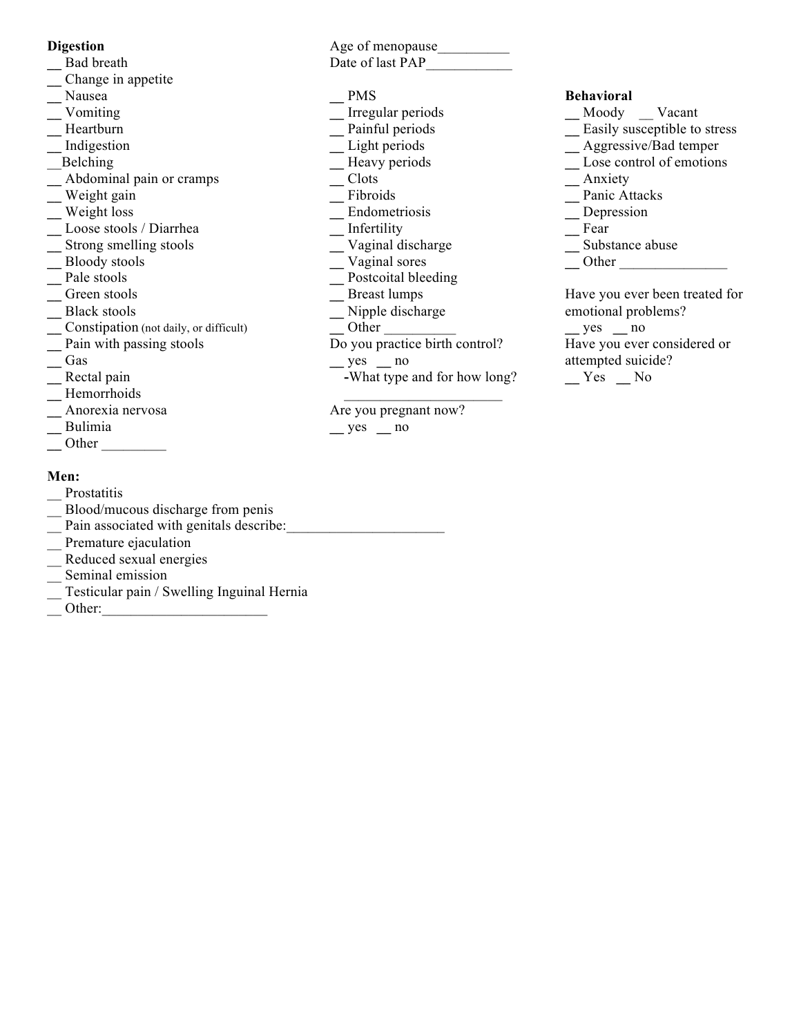**Digestion**

__ Bad breath
__ Change in appetite
__ Nausea
__ Vomiting
__ Heartburn
__ Indigestion
__Belching
__ Abdominal pain or cramps
__ Weight gain
__ Weight loss
__ Loose stools / Diarrhea
__ Strong smelling stools
__ Bloody stools
__ Pale stools
__ Green stools
__ Black stools
__ Constipation (not daily, or difficult)
__ Pain with passing stools
__ Gas
__ Rectal pain
__ Hemorrhoids
__ Anorexia nervosa
__ Bulimia
__ Other _________

Age of menopause__________
Date of last PAP____________

__ PMS
__ Irregular periods
__ Painful periods
__ Light periods
__ Heavy periods
__ Clots
__ Fibroids
__ Endometriosis
__ Infertility
__ Vaginal discharge
__ Vaginal sores
__ Postcoital bleeding
__ Breast lumps
__ Nipple discharge
__ Other __________

Do you practice birth control?
__ yes __ no
-What type and for how long?
______________________

Are you pregnant now?
__ yes __ no

**Behavioral**

__ Moody __ Vacant
__ Easily susceptible to stress
__ Aggressive/Bad temper
__ Lose control of emotions
__ Anxiety
__ Panic Attacks
__ Depression
__ Fear
__ Substance abuse
__ Other _______________

Have you ever been treated for emotional problems?
__ yes __ no

Have you ever considered or attempted suicide?
__ Yes __ No

**Men:**

__ Prostatitis
__ Blood/mucous discharge from penis
__ Pain associated with genitals describe:______________________
__ Premature ejaculation
__ Reduced sexual energies
__ Seminal emission
__ Testicular pain / Swelling Inguinal Hernia
__ Other:_______________________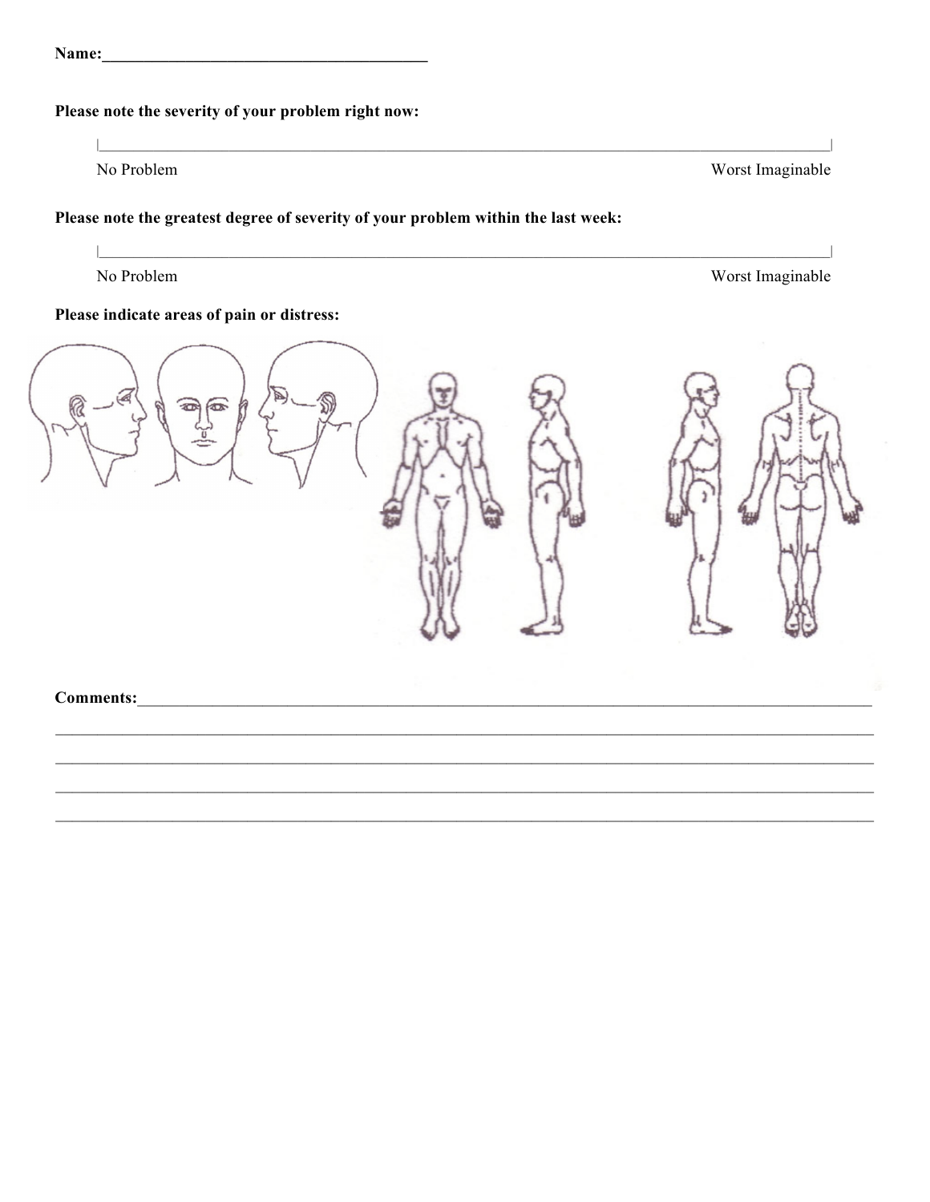**Name:**________________________________________

**Please note the severity of your problem right now:**

|________________________________________________________________________________|

No Problem                                                                                                                Worst Imaginable

**Please note the greatest degree of severity of your problem within the last week:**

|________________________________________________________________________________|

No Problem                                                                                                                Worst Imaginable

**Please indicate areas of pain or distress:**

**Comments:**________________________________________________________________________________

____________________________________________________________________________________________

____________________________________________________________________________________________

____________________________________________________________________________________________

____________________________________________________________________________________________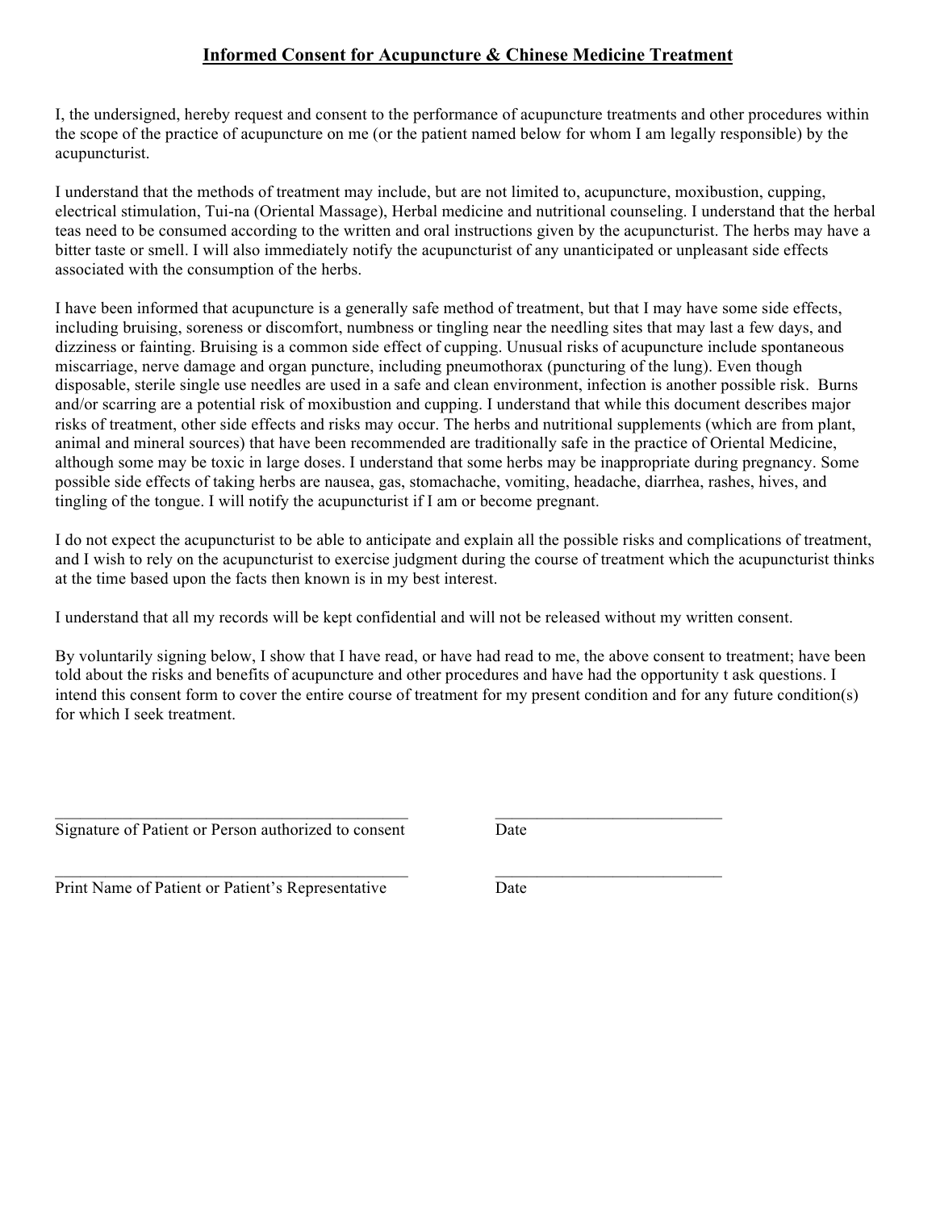# Informed Consent for Acupuncture & Chinese Medicine Treatment

I, the undersigned, hereby request and consent to the performance of acupuncture treatments and other procedures within the scope of the practice of acupuncture on me (or the patient named below for whom I am legally responsible) by the acupuncturist.

I understand that the methods of treatment may include, but are not limited to, acupuncture, moxibustion, cupping, electrical stimulation, Tui-na (Oriental Massage), Herbal medicine and nutritional counseling. I understand that the herbal teas need to be consumed according to the written and oral instructions given by the acupuncturist. The herbs may have a bitter taste or smell. I will also immediately notify the acupuncturist of any unanticipated or unpleasant side effects associated with the consumption of the herbs.

I have been informed that acupuncture is a generally safe method of treatment, but that I may have some side effects, including bruising, soreness or discomfort, numbness or tingling near the needling sites that may last a few days, and dizziness or fainting. Bruising is a common side effect of cupping. Unusual risks of acupuncture include spontaneous miscarriage, nerve damage and organ puncture, including pneumothorax (puncturing of the lung). Even though disposable, sterile single use needles are used in a safe and clean environment, infection is another possible risk. Burns and/or scarring are a potential risk of moxibustion and cupping. I understand that while this document describes major risks of treatment, other side effects and risks may occur. The herbs and nutritional supplements (which are from plant, animal and mineral sources) that have been recommended are traditionally safe in the practice of Oriental Medicine, although some may be toxic in large doses. I understand that some herbs may be inappropriate during pregnancy. Some possible side effects of taking herbs are nausea, gas, stomachache, vomiting, headache, diarrhea, rashes, hives, and tingling of the tongue. I will notify the acupuncturist if I am or become pregnant.

I do not expect the acupuncturist to be able to anticipate and explain all the possible risks and complications of treatment, and I wish to rely on the acupuncturist to exercise judgment during the course of treatment which the acupuncturist thinks at the time based upon the facts then known is in my best interest.

I understand that all my records will be kept confidential and will not be released without my written consent.

By voluntarily signing below, I show that I have read, or have had read to me, the above consent to treatment; have been told about the risks and benefits of acupuncture and other procedures and have had the opportunity t ask questions. I intend this consent form to cover the entire course of treatment for my present condition and for any future condition(s) for which I seek treatment.

\_\_\_\_\_\_\_\_\_\_\_\_\_\_\_\_\_\_\_\_\_\_\_\_\_\_\_\_\_\_\_\_\_\_\_\_\_\_\_\_\_\_\_\_ \_\_\_\_\_\_\_\_\_\_\_\_\_\_\_\_\_\_\_\_\_\_\_\_\_\_\_\_

Signature of Patient or Person authorized to consent Date

\_\_\_\_\_\_\_\_\_\_\_\_\_\_\_\_\_\_\_\_\_\_\_\_\_\_\_\_\_\_\_\_\_\_\_\_\_\_\_\_\_\_\_\_ \_\_\_\_\_\_\_\_\_\_\_\_\_\_\_\_\_\_\_\_\_\_\_\_\_\_\_\_

Print Name of Patient or Patient's Representative Date